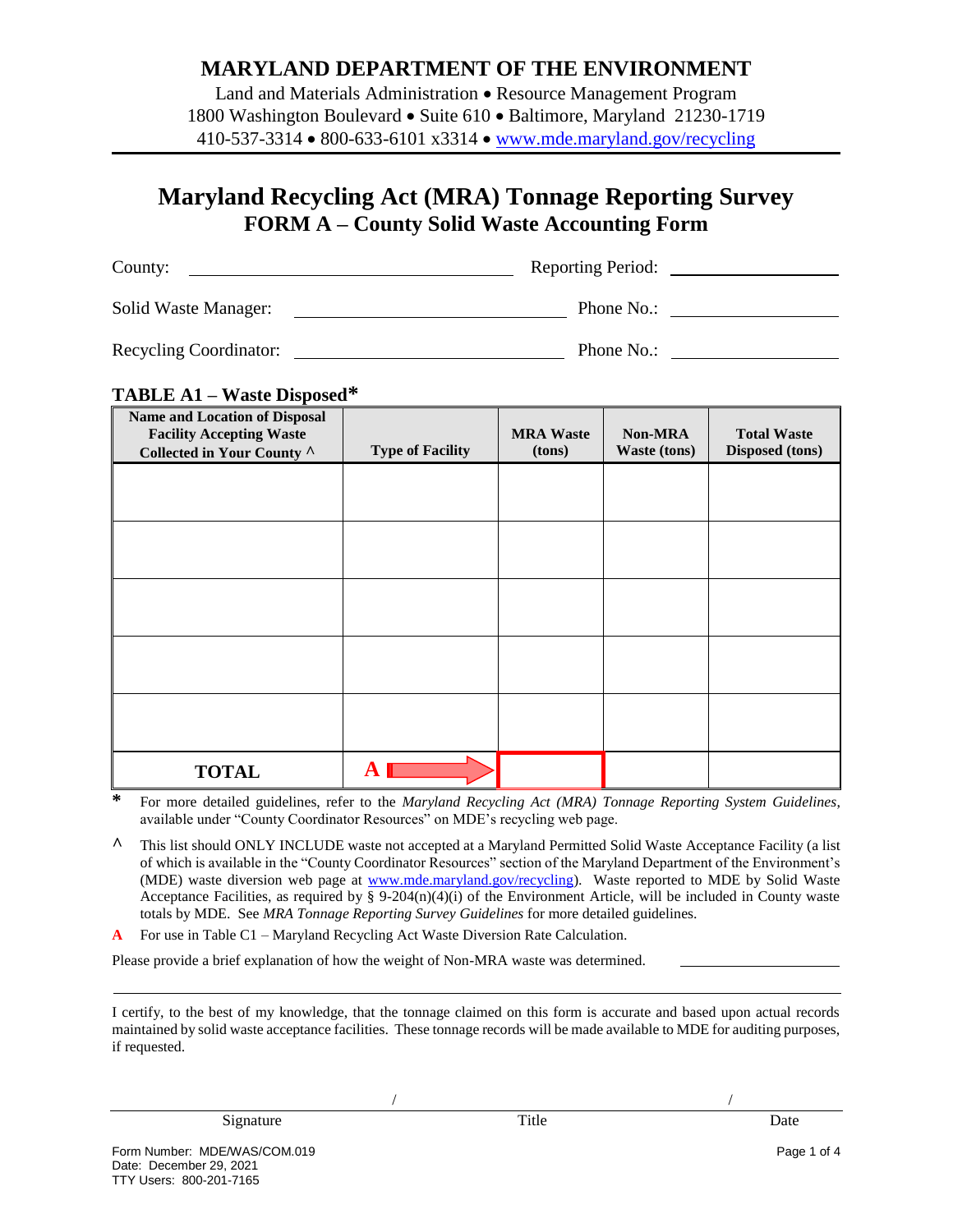# MARYLAND DEPARTMENT OF THE ENVIRONMENT

Land and Materials Administration • Resource Management Program
1800 Washington Boulevard • Suite 610 • Baltimore, Maryland 21230-1719
410-537-3314 • 800-633-6101 x3314 • www.mde.maryland.gov/recycling

## Maryland Recycling Act (MRA) Tonnage Reporting Survey
### FORM A – County Solid Waste Accounting Form

County: ______________________ Reporting Period: ______________

Solid Waste Manager: ______________________ Phone No.: ______________

Recycling Coordinator: ______________________ Phone No.: ______________

**TABLE A1 – Waste Disposed***

| Name and Location of Disposal Facility Accepting Waste Collected in Your County ^ | Type of Facility | MRA Waste (tons) | Non-MRA Waste (tons) | Total Waste Disposed (tons) |
|---|---|---|---|---|
| | | | | |
| | | | | |
| | | | | |
| | | | | |
| | | | | |
| **TOTAL** | **A** → | | | |

\* For more detailed guidelines, refer to the *Maryland Recycling Act (MRA) Tonnage Reporting System Guidelines*, available under "County Coordinator Resources" on MDE's recycling web page.

^ This list should ONLY INCLUDE waste not accepted at a Maryland Permitted Solid Waste Acceptance Facility (a list of which is available in the "County Coordinator Resources" section of the Maryland Department of the Environment's (MDE) waste diversion web page at www.mde.maryland.gov/recycling). Waste reported to MDE by Solid Waste Acceptance Facilities, as required by § 9-204(n)(4)(i) of the Environment Article, will be included in County waste totals by MDE. See *MRA Tonnage Reporting Survey Guidelines* for more detailed guidelines.

**A** For use in Table C1 – Maryland Recycling Act Waste Diversion Rate Calculation.

Please provide a brief explanation of how the weight of Non-MRA waste was determined. ______________

I certify, to the best of my knowledge, that the tonnage claimed on this form is accurate and based upon actual records maintained by solid waste acceptance facilities. These tonnage records will be made available to MDE for auditing purposes, if requested.

Signature / Title / Date

Form Number: MDE/WAS/COM.019
Date: December 29, 2021
TTY Users: 800-201-7165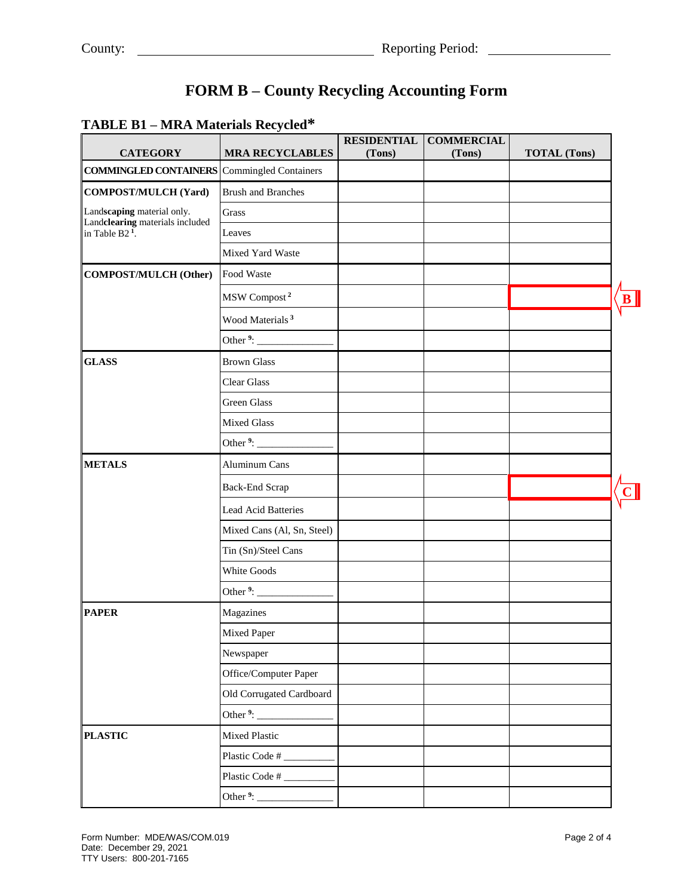County: ______________________ Reporting Period: ______________

# FORM B – County Recycling Accounting Form

## TABLE B1 – MRA Materials Recycled*

| CATEGORY | MRA RECYCLABLES | RESIDENTIAL (Tons) | COMMERCIAL (Tons) | TOTAL (Tons) |
|---|---|---|---|---|
| **COMMINGLED CONTAINERS** | Commingled Containers | | | |
| **COMPOST/MULCH (Yard)** | Brush and Branches | | | |
| Land**scaping** material only. Land**clearing** materials included in Table B2 [1]. | Grass | | | |
| | Leaves | | | |
| | Mixed Yard Waste | | | |
| **COMPOST/MULCH (Other)** | Food Waste | | | |
| | MSW Compost [2] | | | B |
| | Wood Materials [3] | | | |
| | Other [9]: _______________ | | | |
| **GLASS** | Brown Glass | | | |
| | Clear Glass | | | |
| | Green Glass | | | |
| | Mixed Glass | | | |
| | Other [9]: _______________ | | | |
| **METALS** | Aluminum Cans | | | |
| | Back-End Scrap | | | C |
| | Lead Acid Batteries | | | |
| | Mixed Cans (Al, Sn, Steel) | | | |
| | Tin (Sn)/Steel Cans | | | |
| | White Goods | | | |
| | Other [9]: _______________ | | | |
| **PAPER** | Magazines | | | |
| | Mixed Paper | | | |
| | Newspaper | | | |
| | Office/Computer Paper | | | |
| | Old Corrugated Cardboard | | | |
| | Other [9]: _______________ | | | |
| **PLASTIC** | Mixed Plastic | | | |
| | Plastic Code # __________ | | | |
| | Plastic Code # __________ | | | |
| | Other [9]: _______________ | | | |

Form Number: MDE/WAS/COM.019
Date: December 29, 2021
TTY Users: 800-201-7165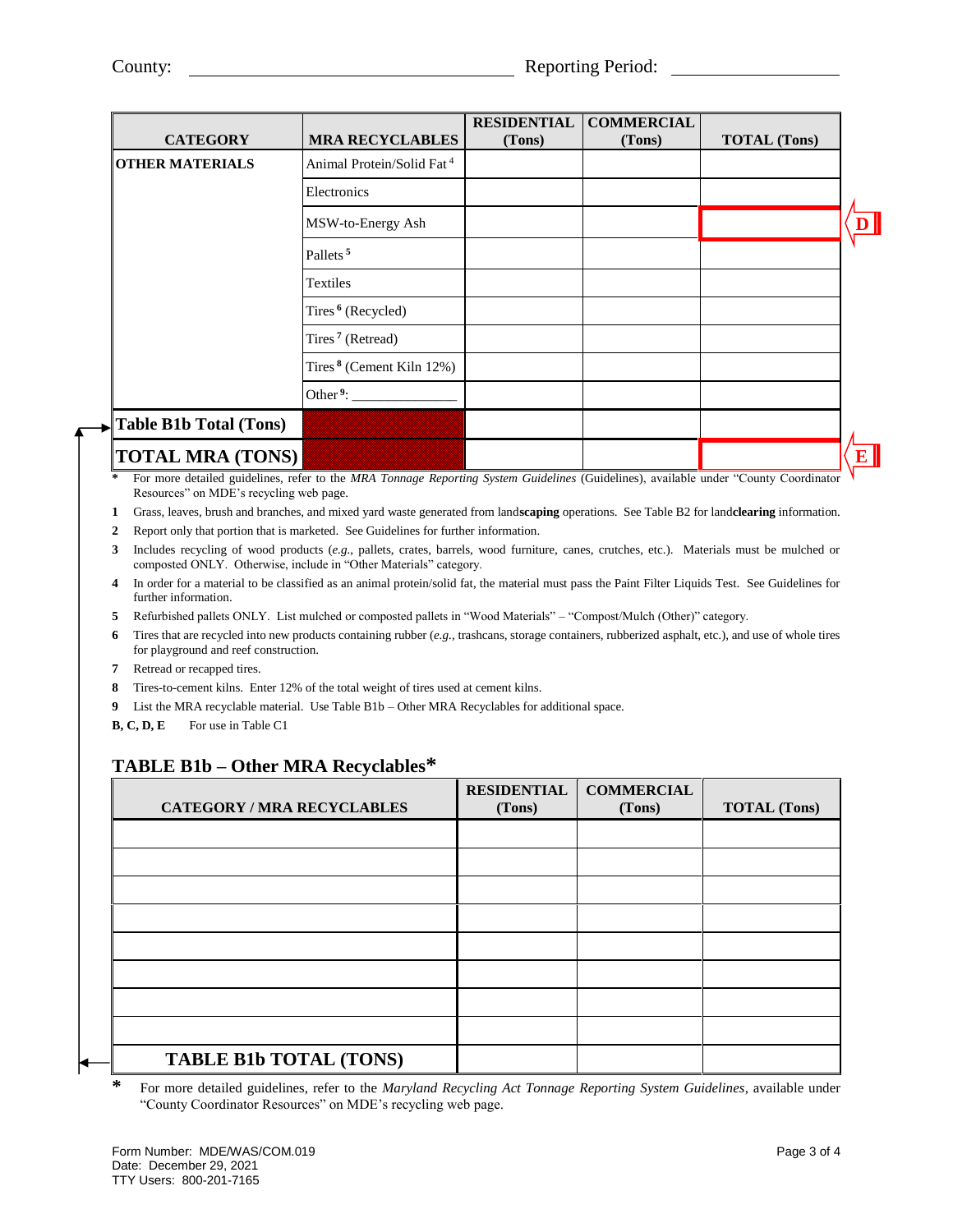County: ______________________________ Reporting Period: ________________

| CATEGORY | MRA RECYCLABLES | RESIDENTIAL (Tons) | COMMERCIAL (Tons) | TOTAL (Tons) |
|---|---|---|---|---|
| **OTHER MATERIALS** | Animal Protein/Solid Fat [4] | | | |
| | Electronics | | | |
| | MSW-to-Energy Ash | | | D |
| | Pallets [5] | | | |
| | Textiles | | | |
| | Tires [6] (Recycled) | | | |
| | Tires [7] (Retread) | | | |
| | Tires [8] (Cement Kiln 12%) | | | |
| | Other [9]: _______________ | | | |
| **Table B1b Total (Tons)** | | | | |
| **TOTAL MRA (TONS)** | | | | E |

\* For more detailed guidelines, refer to the *MRA Tonnage Reporting System Guidelines* (Guidelines), available under "County Coordinator Resources" on MDE's recycling web page.

**1** Grass, leaves, brush and branches, and mixed yard waste generated from land**scaping** operations. See Table B2 for land**clearing** information.

**2** Report only that portion that is marketed. See Guidelines for further information.

**3** Includes recycling of wood products (*e.g.*, pallets, crates, barrels, wood furniture, canes, crutches, etc.). Materials must be mulched or composted ONLY. Otherwise, include in "Other Materials" category.

**4** In order for a material to be classified as an animal protein/solid fat, the material must pass the Paint Filter Liquids Test. See Guidelines for further information.

**5** Refurbished pallets ONLY. List mulched or composted pallets in "Wood Materials" – "Compost/Mulch (Other)" category.

**6** Tires that are recycled into new products containing rubber (*e.g.*, trashcans, storage containers, rubberized asphalt, etc.), and use of whole tires for playground and reef construction.

**7** Retread or recapped tires.

**8** Tires-to-cement kilns. Enter 12% of the total weight of tires used at cement kilns.

**9** List the MRA recyclable material. Use Table B1b – Other MRA Recyclables for additional space.

**B, C, D, E** For use in Table C1

## TABLE B1b – Other MRA Recyclables*

| CATEGORY / MRA RECYCLABLES | RESIDENTIAL (Tons) | COMMERCIAL (Tons) | TOTAL (Tons) |
|---|---|---|---|
| | | | |
| | | | |
| | | | |
| | | | |
| | | | |
| | | | |
| | | | |
| | | | |
| **TABLE B1b TOTAL (TONS)** | | | |

\* For more detailed guidelines, refer to the *Maryland Recycling Act Tonnage Reporting System Guidelines*, available under "County Coordinator Resources" on MDE's recycling web page.

Form Number: MDE/WAS/COM.019
Date: December 29, 2021
TTY Users: 800-201-7165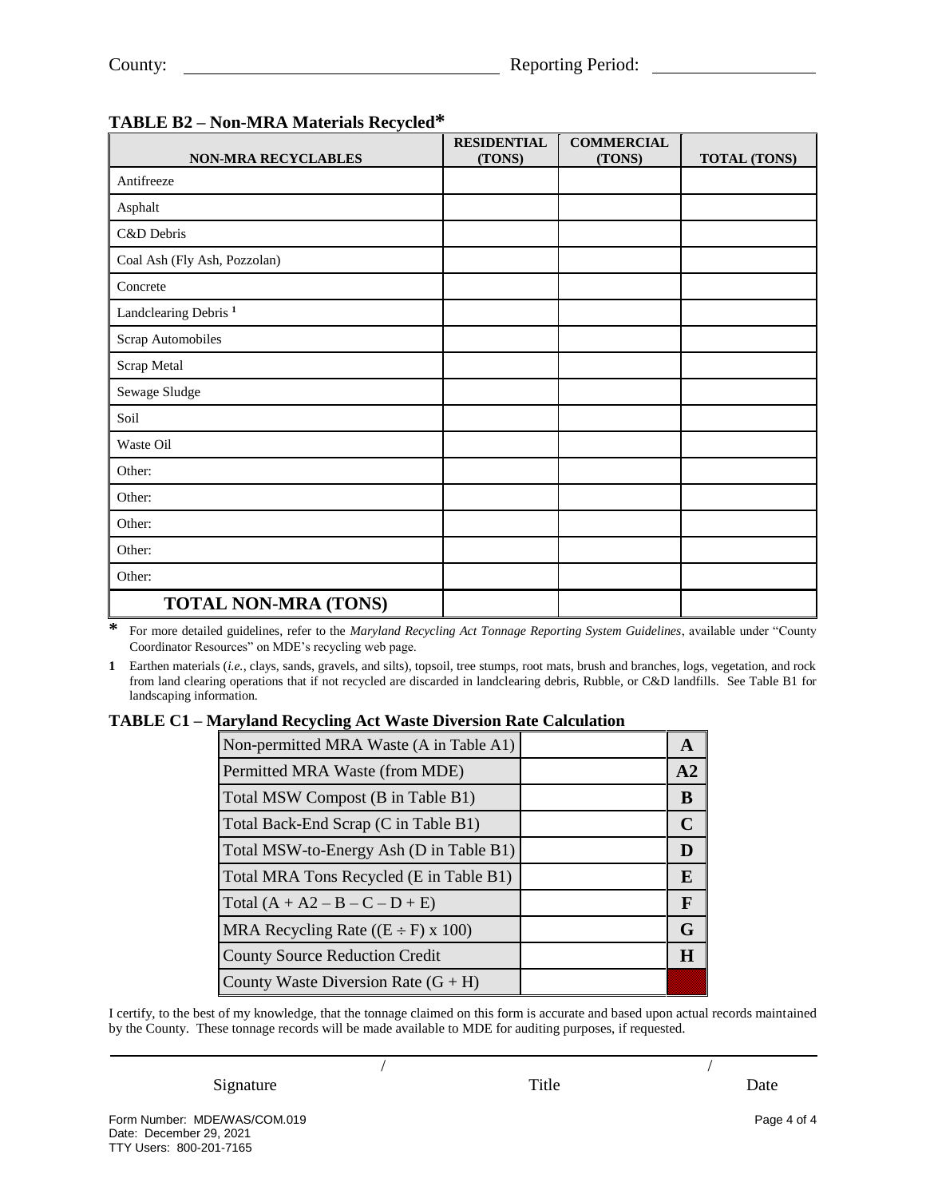County: ______________________ Reporting Period: ______________

**TABLE B2 – Non-MRA Materials Recycled***

| NON-MRA RECYCLABLES | RESIDENTIAL (TONS) | COMMERCIAL (TONS) | TOTAL (TONS) |
|---|---|---|---|
| Antifreeze | | | |
| Asphalt | | | |
| C&D Debris | | | |
| Coal Ash (Fly Ash, Pozzolan) | | | |
| Concrete | | | |
| Landclearing Debris [1] | | | |
| Scrap Automobiles | | | |
| Scrap Metal | | | |
| Sewage Sludge | | | |
| Soil | | | |
| Waste Oil | | | |
| Other: | | | |
| Other: | | | |
| Other: | | | |
| Other: | | | |
| Other: | | | |
| **TOTAL NON-MRA (TONS)** | | | |

\* For more detailed guidelines, refer to the *Maryland Recycling Act Tonnage Reporting System Guidelines*, available under "County Coordinator Resources" on MDE's recycling web page.

**1** Earthen materials (*i.e.*, clays, sands, gravels, and silts), topsoil, tree stumps, root mats, brush and branches, logs, vegetation, and rock from land clearing operations that if not recycled are discarded in landclearing debris, Rubble, or C&D landfills. See Table B1 for landscaping information.

**TABLE C1 – Maryland Recycling Act Waste Diversion Rate Calculation**

| | | |
|---|---|---|
| Non-permitted MRA Waste (A in Table A1) | | **A** |
| Permitted MRA Waste (from MDE) | | **A2** |
| Total MSW Compost (B in Table B1) | | **B** |
| Total Back-End Scrap (C in Table B1) | | **C** |
| Total MSW-to-Energy Ash (D in Table B1) | | **D** |
| Total MRA Tons Recycled (E in Table B1) | | **E** |
| Total (A + A2 – B – C – D + E) | | **F** |
| MRA Recycling Rate ((E ÷ F) x 100) | | **G** |
| County Source Reduction Credit | | **H** |
| County Waste Diversion Rate (G + H) | | |

I certify, to the best of my knowledge, that the tonnage claimed on this form is accurate and based upon actual records maintained by the County. These tonnage records will be made available to MDE for auditing purposes, if requested.

______________________ / ______________________ / __________

Signature / Title / Date

Form Number: MDE/WAS/COM.019
Date: December 29, 2021
TTY Users: 800-201-7165